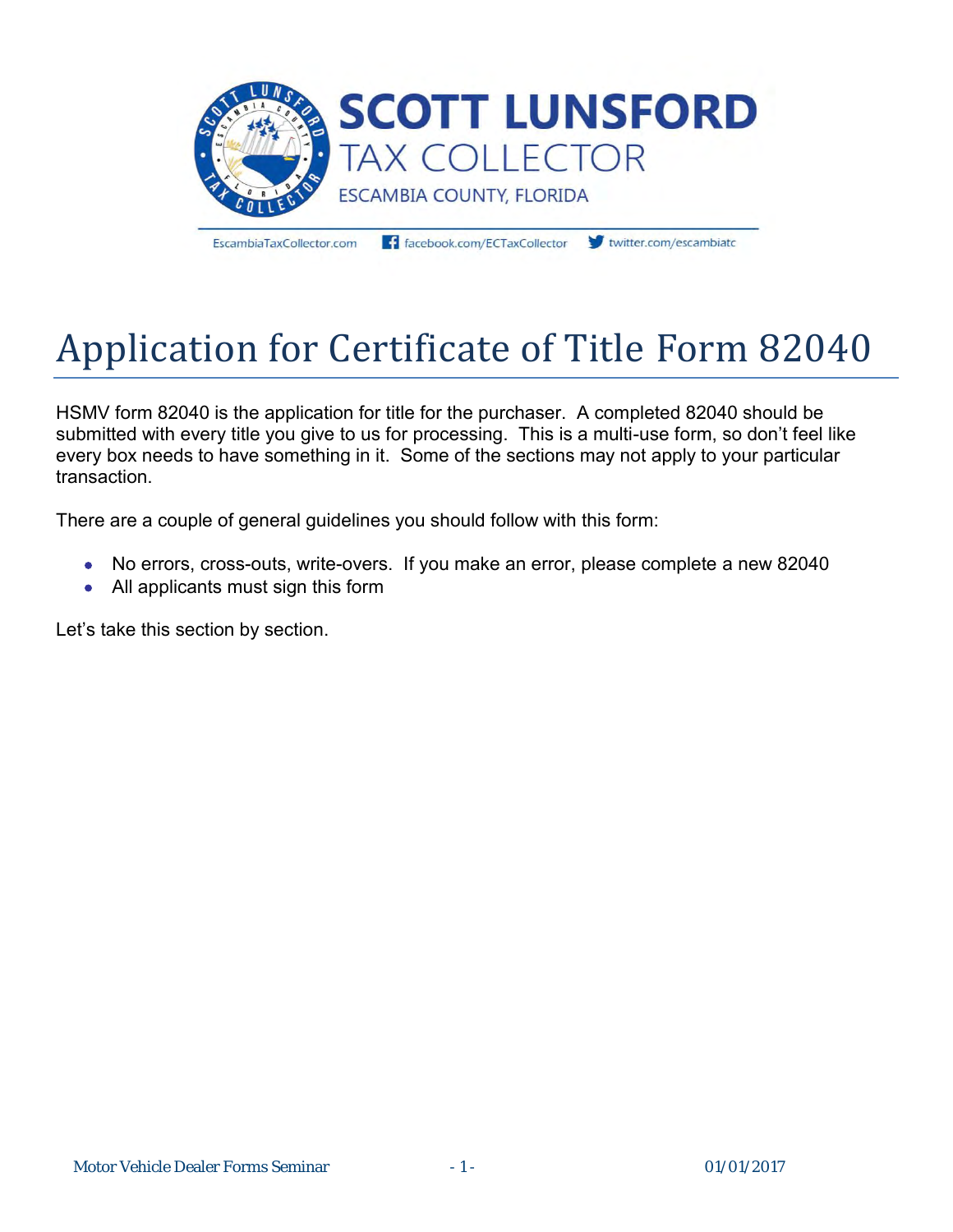**SCOTT LUNSFORD**
TAX COLLECTOR
ESCAMBIA COUNTY, FLORIDA

EscambiaTaxCollector.com | facebook.com/ECTaxCollector | twitter.com/escambiatc

# Application for Certificate of Title Form 82040

HSMV form 82040 is the application for title for the purchaser. A completed 82040 should be submitted with every title you give to us for processing. This is a multi-use form, so don't feel like every box needs to have something in it. Some of the sections may not apply to your particular transaction.

There are a couple of general guidelines you should follow with this form:

- No errors, cross-outs, write-overs. If you make an error, please complete a new 82040
- All applicants must sign this form

Let's take this section by section.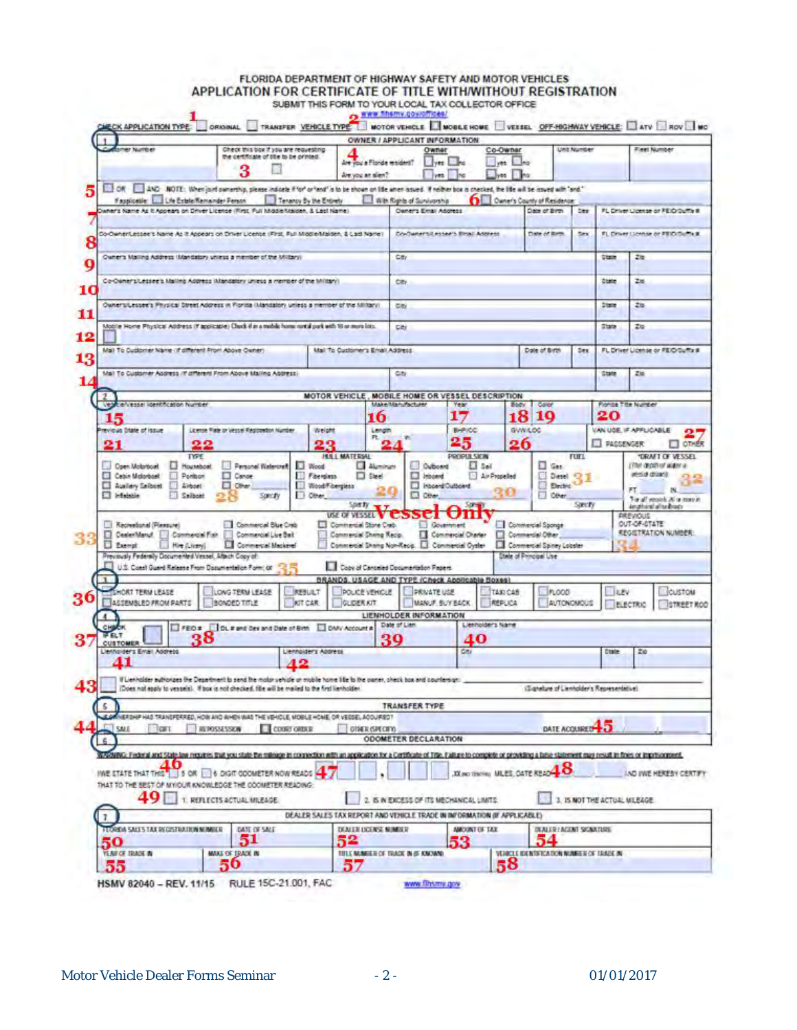# FLORIDA DEPARTMENT OF HIGHWAY SAFETY AND MOTOR VEHICLES
## APPLICATION FOR CERTIFICATE OF TITLE WITH/WITHOUT REGISTRATION

SUBMIT THIS FORM TO YOUR LOCAL TAX COLLECTOR OFFICE

www.flhsmv.gov/offices/

CHECK APPLICATION TYPE: 1 ☐ ORIGINAL ☐ TRANSFER VEHICLE TYPE 2 ☐ MOTOR VEHICLE ☐ MOBILE HOME ☐ VESSEL OFF-HIGHWAY VEHICLE: ☐ ATV ☐ ROV ☐ MC

### 1 OWNER / APPLICANT INFORMATION

| Customer Number | Check this box if you are requesting the certificate of title to be printed. 3 ☐ | 4 Are you a Florida resident? Are you an alien? | Owner ☐yes ☐no / ☐yes ☐no | Co-Owner ☐yes ☐no / ☐yes ☐no | Unit Number | Fleet Number |
|---|---|---|---|---|---|---|

5 ☐ OR ☐ AND NOTE: When joint ownership, please indicate if "or" or "and" is to be shown on title when issued. If neither box is checked, the title will be issued with "and."
If applicable: ☐ Life Estate/Remainder Person ☐ Tenancy By the Entirety ☐ With Rights of Survivorship 6 ☐ Owner's County of Residence:

| | | | | | |
|---|---|---|---|---|---|
| 7 Owner's Name As It Appears on Driver License (First, Full Middle/Maiden, & Last Name) | Owner's Email Address | | Date of Birth | Sex | FL Driver License or FEID/Suffix # |
| 8 Co-Owner/Lessee's Name As It Appears on Driver License (First, Full Middle/Maiden, & Last Name) | Co-Owner's/Lessee's Email Address | | Date of Birth | Sex | FL Driver License or FEID/Suffix # |
| 9 Owner's Mailing Address (Mandatory unless a member of the Military) | City | | | State | Zip |
| 10 Co-Owner's/Lessee's Mailing Address (Mandatory unless a member of the Military) | City | | | State | Zip |
| 11 Owner's/Lessee's Physical Street Address in Florida (Mandatory unless a member of the Military) | City | | | State | Zip |
| 12 Mobile Home Physical Address (if applicable) Check if in a mobile home rental park with 10 or more lots. ☐ | City | | | State | Zip |
| 13 Mail To Customer Name (if different From Above Owner) | Mail To Customer's Email Address | | Date of Birth | Sex | FL Driver License or FEID/Suffix # |
| 14 Mail To Customer Address (If different From Above Mailing Address) | City | | | State | Zip |

### 2 MOTOR VEHICLE, MOBILE HOME OR VESSEL DESCRIPTION

| Vehicle/Vessel Identification Number 15 | Make/Manufacturer 16 | Year 17 | Body 18 | Color 19 | Florida Title Number 20 |
|---|---|---|---|---|---|
| Previous State of Issue 21 | License Plate or Vessel Registration Number 22 | Weight 23 | Length Ft. In. 24 | BHP/CC 25 | GVW/LOC 26 | VAN USE, IF APPLICABLE 27 ☐ PASSENGER ☐ OTHER |

**Vessel Only**

TYPE: ☐ Open Motorboat ☐ Cabin Motorboat ☐ Auxiliary Sailboat ☐ Inflatable ☐ Houseboat ☐ Pontoon ☐ Airboat ☐ Sailboat ☐ Personal Watercraft ☐ Canoe ☐ Other 28 Specify

HULL MATERIAL: ☐ Wood ☐ Fiberglass ☐ Wood/Fiberglass ☐ Other ☐ Aluminum ☐ Steel 29 Specify

PROPULSION: ☐ Outboard ☐ Inboard ☐ Inboard/Outboard ☐ Other ☐ Sail ☐ Air Propelled 30 Specify

FUEL: ☐ Gas ☐ Diesel ☐ Electric ☐ Other 31 Specify

*DRAFT OF VESSEL (The depth of water a vessel draws) 32 FT IN *For all vessels 26' or more in length and all houseboats

USE OF VESSEL 33: ☐ Recreational (Pleasure) ☐ Dealer/Manuf ☐ Exempt ☐ Commercial Fish ☐ Hire (Livery) ☐ Commercial Blue Crab ☐ Commercial Live Bait ☐ Commercial Mackerel ☐ Commercial Stone Crab ☐ Commercial Shrimp Recip. ☐ Commercial Shrimp Non-Recip. ☐ Government ☐ Commercial Charter ☐ Commercial Oyster ☐ Commercial Sponge ☐ Commercial Other ☐ Commercial Spiney Lobster

PREVIOUS OUT-OF-STATE REGISTRATION NUMBER: 34

Previously Federally Documented Vessel, Attach Copy of: ☐ U.S. Coast Guard Release From Documentation Form; or 35 ☐ Copy of Canceled Documentation Papers | State of Principal Use

### 3 BRANDS, USAGE AND TYPE (Check Applicable Boxes)

36 ☐ SHORT TERM LEASE ☐ ASSEMBLED FROM PARTS ☐ LONG TERM LEASE ☐ BONDED TITLE ☐ REBUILT ☐ KIT CAR ☐ POLICE VEHICLE ☐ GLIDER KIT ☐ PRIVATE USE ☐ MANUF. BUY BACK ☐ TAXI CAB ☐ REPLICA ☐ FLOOD ☐ AUTONOMOUS ☐ LEV ☐ ELECTRIC ☐ CUSTOM ☐ STREET ROD

### 4 LIENHOLDER INFORMATION

| 37 CHECK IF ELT CUSTOMER ☐ | 38 ☐ FEID # ☐ DL # and Sex and Date of Birth ☐ DMV Account # | Date of Lien 39 | Lienholder's Name 40 | | |
|---|---|---|---|---|---|
| Lienholder's Email Address 41 | Lienholder's Address 42 | | City | State | Zip |

43 ☐ If Lienholder authorizes the Department to send the motor vehicle or mobile home title to the owner, check box and countersign: (Does not apply to vessels). If box is not checked, title will be mailed to the first lienholder. (Signature of Lienholder's Representative)

### 5 TRANSFER TYPE

OWNERSHIP HAS TRANSFERRED, HOW AND WHEN WAS THE VEHICLE, MOBILE HOME, OR VESSEL ACQUIRED?
44 ☐ SALE ☐ GIFT ☐ REPOSSESSION ☐ COURT ORDER ☐ OTHER (SPECIFY) DATE ACQUIRED 45

### 6 ODOMETER DECLARATION

WARNING: Federal and State law requires that you state the mileage in connection with an application for a Certificate of Title. Failure to complete or providing a false statement may result in fines or imprisonment.

I/WE STATE THAT THIS 46 ☐ 5 OR ☐ 6 DIGIT ODOMETER NOW READS 47 ___ , ___ .X(NO TENTHS) MILES, DATE READ 48 ___ AND I/WE HEREBY CERTIFY THAT TO THE BEST OF MY/OUR KNOWLEDGE THE ODOMETER READING:

49 ☐ 1. REFLECTS ACTUAL MILEAGE. ☐ 2. IS IN EXCESS OF ITS MECHANICAL LIMITS. ☐ 3. IS NOT THE ACTUAL MILEAGE.

### 7 DEALER SALES TAX REPORT AND VEHICLE TRADE IN INFORMATION (IF APPLICABLE)

| FLORIDA SALES TAX REGISTRATION NUMBER 50 | DATE OF SALE 51 | DEALER LICENSE NUMBER 52 | AMOUNT OF TAX 53 | DEALER / AGENT SIGNATURE 54 |
|---|---|---|---|---|
| YEAR OF TRADE IN 55 | MAKE OF TRADE IN 56 | TITLE NUMBER OF TRADE IN (IF KNOWN) 57 | VEHICLE IDENTIFICATION NUMBER OF TRADE IN 58 | |

HSMV 82040 – REV. 11/15 RULE 15C-21.001, FAC www.flhsmv.gov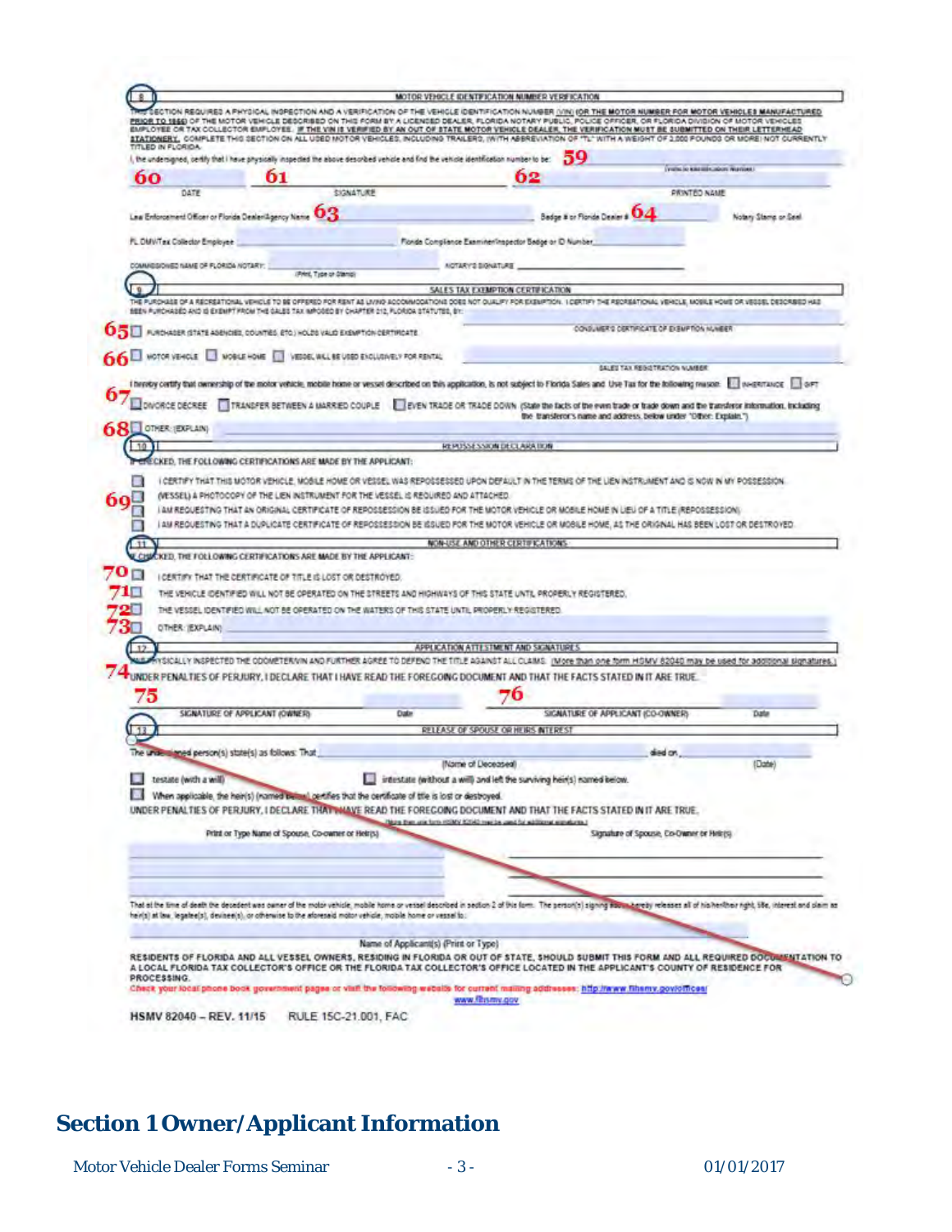**8** MOTOR VEHICLE IDENTIFICATION NUMBER VERIFICATION

THIS SECTION REQUIRES A PHYSICAL INSPECTION AND A VERIFICATION OF THE VEHICLE IDENTIFICATION NUMBER (VIN) (OR THE MOTOR NUMBER FOR MOTOR VEHICLES MANUFACTURED PRIOR TO 1955) OF THE MOTOR VEHICLE DESCRIBED ON THIS FORM BY A LICENSED DEALER, FLORIDA NOTARY PUBLIC, POLICE OFFICER, OR FLORIDA DIVISION OF MOTOR VEHICLES EMPLOYEE OR TAX COLLECTOR EMPLOYEE. IF THE VIN IS VERIFIED BY AN OUT OF STATE MOTOR VEHICLE DEALER, THE VERIFICATION MUST BE SUBMITTED ON THEIR LETTERHEAD STATIONERY. COMPLETE THIS SECTION ON ALL USED MOTOR VEHICLES, INCLUDING TRAILERS, (WITH ABBREVIATION OF "TL" WITH A WEIGHT OF 2,000 POUNDS OR MORE) NOT CURRENTLY TITLED IN FLORIDA.

I, the undersigned, certify that I have physically inspected the above described vehicle and find the vehicle identification number to be: **59** (Vehicle Identification Number)

**60** DATE **61** SIGNATURE **62** PRINTED NAME

Law Enforcement Officer or Florida Dealer/Agency Name **63** Badge # or Florida Dealer # **64** Notary Stamp or Seal

FL DMV/Tax Collector Employee ______ Florida Compliance Examiner/Inspector Badge or ID Number ______

COMMISSIONED NAME OF FLORIDA NOTARY: ______ (Print, Type or Stamp) NOTARY'S SIGNATURE ______

**9** SALES TAX EXEMPTION CERTIFICATION

THE PURCHASE OF A RECREATIONAL VEHICLE TO BE OFFERED FOR RENT AS LIVING ACCOMMODATIONS DOES NOT QUALIFY FOR EXEMPTION. I CERTIFY THE RECREATIONAL VEHICLE, MOBILE HOME OR VESSEL DESCRIBED HAS BEEN PURCHASED AND IS EXEMPT FROM THE SALES TAX IMPOSED BY CHAPTER 212, FLORIDA STATUTES, BY:

**65** ☐ PURCHASER (STATE AGENCIES, COUNTIES, ETC.) HOLDS VALID EXEMPTION CERTIFICATE ______ CONSUMER'S CERTIFICATE OF EXEMPTION NUMBER

**66** ☐ MOTOR VEHICLE ☐ MOBILE HOME ☐ VESSEL WILL BE USED EXCLUSIVELY FOR RENTAL ______ SALES TAX REGISTRATION NUMBER

I hereby certify that ownership of the motor vehicle, mobile home or vessel described on this application, is not subject to Florida Sales and Use Tax for the following reason: ☐ INHERITANCE ☐ GIFT

**67** ☐ DIVORCE DECREE ☐ TRANSFER BETWEEN A MARRIED COUPLE ☐ EVEN TRADE OR TRADE DOWN (State the facts of the even trade or trade down and the transferor information, including the transferor's name and address, below under "Other: Explain.")

**68** ☐ OTHER: (EXPLAIN) ______

**10** REPOSSESSION DECLARATION

IF CHECKED, THE FOLLOWING CERTIFICATIONS ARE MADE BY THE APPLICANT:

**69**
- ☐ I CERTIFY THAT THIS MOTOR VEHICLE, MOBILE HOME OR VESSEL WAS REPOSSESSED UPON DEFAULT IN THE TERMS OF THE LIEN INSTRUMENT AND IS NOW IN MY POSSESSION. (VESSEL) A PHOTOCOPY OF THE LIEN INSTRUMENT FOR THE VESSEL IS REQUIRED AND ATTACHED.
- ☐ I AM REQUESTING THAT AN ORIGINAL CERTIFICATE OF REPOSSESSION BE ISSUED FOR THE MOTOR VEHICLE OR MOBILE HOME IN LIEU OF A TITLE (REPOSSESSION).
- ☐ I AM REQUESTING THAT A DUPLICATE CERTIFICATE OF REPOSSESSION BE ISSUED FOR THE MOTOR VEHICLE OR MOBILE HOME, AS THE ORIGINAL HAS BEEN LOST OR DESTROYED.

**11** NON-USE AND OTHER CERTIFICATIONS

IF CHECKED, THE FOLLOWING CERTIFICATIONS ARE MADE BY THE APPLICANT:

- **70** ☐ I CERTIFY THAT THE CERTIFICATE OF TITLE IS LOST OR DESTROYED.
- **71** ☐ THE VEHICLE IDENTIFIED WILL NOT BE OPERATED ON THE STREETS AND HIGHWAYS OF THIS STATE UNTIL PROPERLY REGISTERED.
- **72** ☐ THE VESSEL IDENTIFIED WILL NOT BE OPERATED ON THE WATERS OF THIS STATE UNTIL PROPERLY REGISTERED.
- **73** ☐ OTHER: (EXPLAIN) ______

**12** APPLICATION ATTESTMENT AND SIGNATURES

I HAVE PHYSICALLY INSPECTED THE ODOMETER/VIN AND FURTHER AGREE TO DEFEND THE TITLE AGAINST ALL CLAIMS. (More than one form HSMV 82040 may be used for additional signatures.)

**74** UNDER PENALTIES OF PERJURY, I DECLARE THAT I HAVE READ THE FOREGOING DOCUMENT AND THAT THE FACTS STATED IN IT ARE TRUE.

**75** SIGNATURE OF APPLICANT (OWNER) Date **76** SIGNATURE OF APPLICANT (CO-OWNER) Date

**13** RELEASE OF SPOUSE OR HEIRS INTEREST

The undersigned person(s) state(s) as follows: That ______ (Name of Deceased) died on ______ (Date)

☐ testate (with a will) ☐ intestate (without a will) and left the surviving heir(s) named below.

☐ When applicable, the heir(s) (named below) certifies that the certificate of title is lost or destroyed.

UNDER PENALTIES OF PERJURY, I DECLARE THAT I HAVE READ THE FOREGOING DOCUMENT AND THAT THE FACTS STATED IN IT ARE TRUE. (More than one form HSMV 82040 may be used for additional signatures.)

Print or Type Name of Spouse, Co-owner or Heir(s) | Signature of Spouse, Co-Owner or Heir(s)

That at the time of death the decedent was owner of the motor vehicle, mobile home or vessel described in section 2 of this form. The person(s) signing above hereby releases all of his/her/their right, title, interest and claim as heir(s) at law, legatee(s), devisee(s), or otherwise to the aforesaid motor vehicle, mobile home or vessel to:

______ Name of Applicant(s) (Print or Type)

RESIDENTS OF FLORIDA AND ALL VESSEL OWNERS, RESIDING IN FLORIDA OR OUT OF STATE, SHOULD SUBMIT THIS FORM AND ALL REQUIRED DOCUMENTATION TO A LOCAL FLORIDA TAX COLLECTOR'S OFFICE OR THE FLORIDA TAX COLLECTOR'S OFFICE LOCATED IN THE APPLICANT'S COUNTY OF RESIDENCE FOR PROCESSING.

Check your local phone book government pages or visit the following website for current mailing addresses: http://www.flhsmv.gov/offices/ www.flhsmv.gov

HSMV 82040 – REV. 11/15 RULE 15C-21.001, FAC

# Section 1 Owner/Applicant Information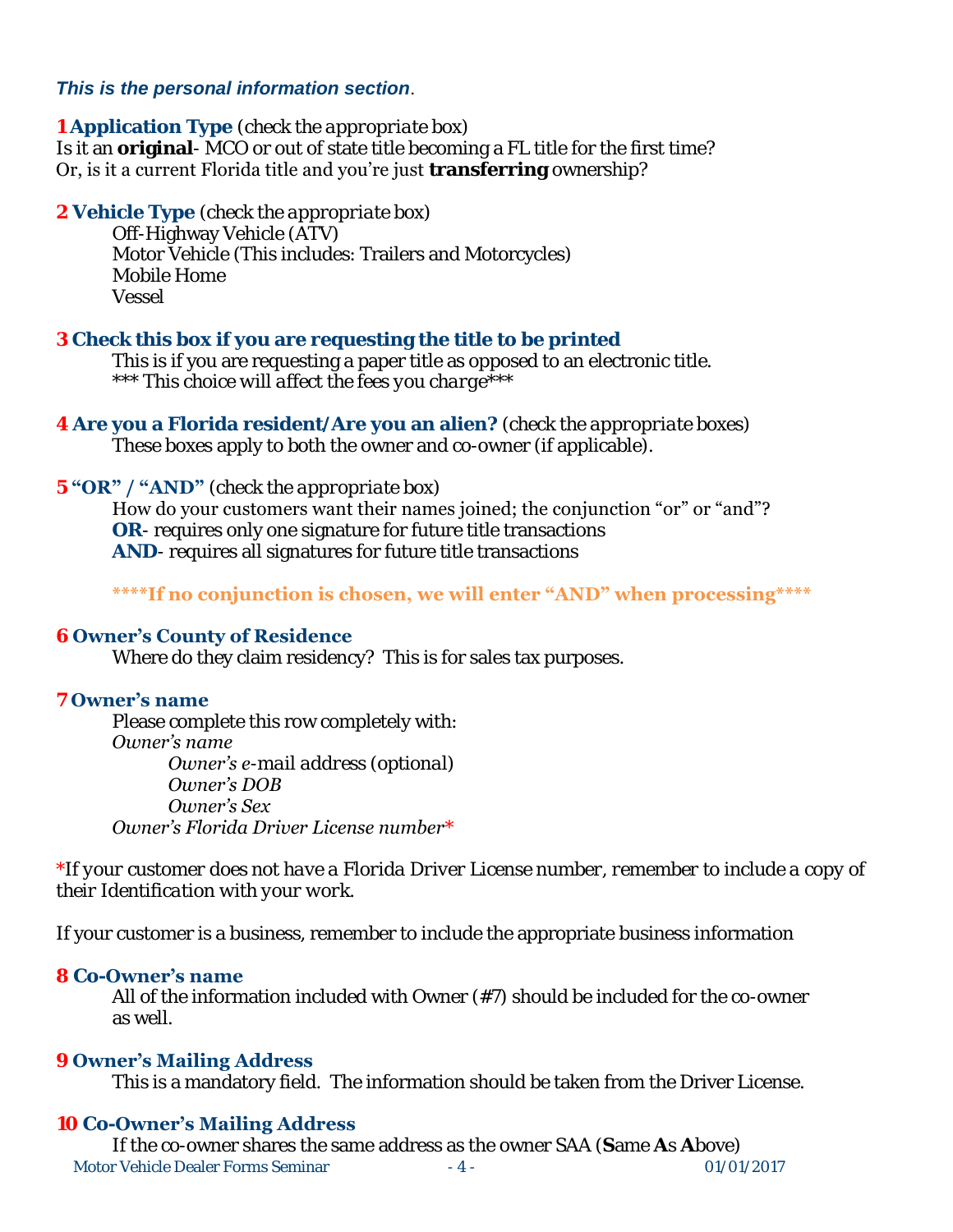***This is the personal information section***.

**1 Application Type** *(check the appropriate box)*
Is it an **original**- MCO or out of state title becoming a FL title for the first time?
Or, is it a current Florida title and you're just **transferring** ownership?

**2 Vehicle Type** *(check the appropriate box)*

- Off-Highway Vehicle (ATV)
- Motor Vehicle (This includes: Trailers and Motorcycles)
- Mobile Home
- Vessel

**3 Check this box if you are requesting the title to be printed**

This is if you are requesting a paper title as opposed to an electronic title.
*\*\*\* This choice will affect the fees you charge\*\*\**

**4 Are you a Florida resident/Are you an alien?** *(check the appropriate boxes)*

These boxes apply to both the owner and co-owner (if applicable).

**5 "OR" / "AND"** *(check the appropriate box)*

How do your customers want their names joined; the conjunction "or" or "and"?
**OR**- requires only one signature for future title transactions
**AND**- requires all signatures for future title transactions

**\*\*\*\*If no conjunction is chosen, we will enter "AND" when processing\*\*\*\***

**6 Owner's County of Residence**

Where do they claim residency? This is for sales tax purposes.

**7 Owner's name**

Please complete this row completely with:
*Owner's name*
- *Owner's e-mail address (optional)*
- *Owner's DOB*
- *Owner's Sex*

*Owner's Florida Driver License number\**

\*If your customer does not have a Florida Driver License number, remember to include a copy of their Identification with your work.

If your customer is a business, remember to include the appropriate business information

**8 Co-Owner's name**

All of the information included with Owner (#7) should be included for the co-owner as well.

**9 Owner's Mailing Address**

This is a mandatory field. The information should be taken from the Driver License.

**10 Co-Owner's Mailing Address**

If the co-owner shares the same address as the owner SAA (**S**ame **A**s **A**bove)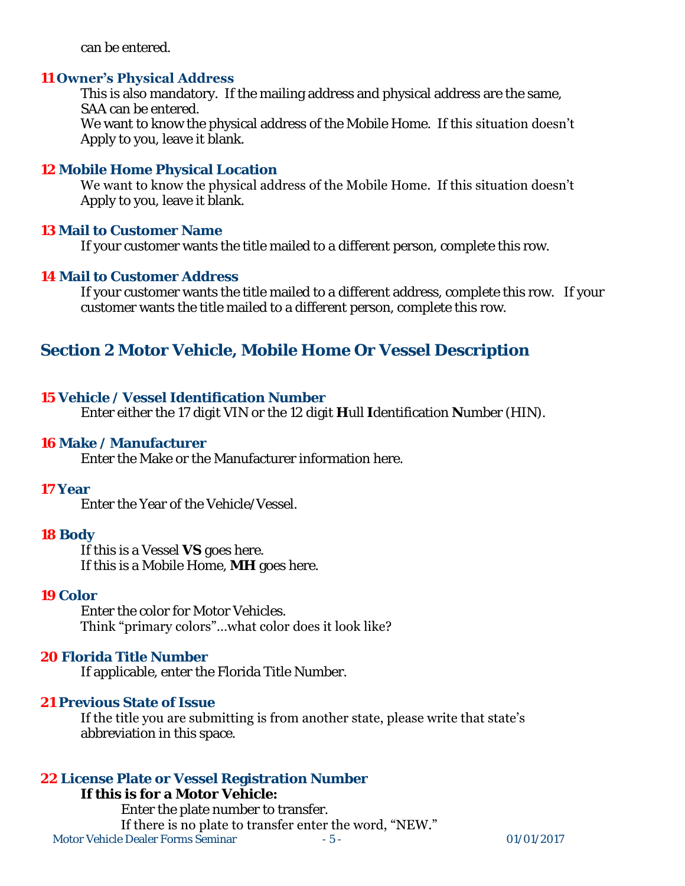can be entered.

### 11 Owner's Physical Address

This is also mandatory. If the mailing address and physical address are the same, SAA can be entered.
We want to know the physical address of the Mobile Home. If this situation doesn't Apply to you, leave it blank.

### 12 Mobile Home Physical Location

We want to know the physical address of the Mobile Home. If this situation doesn't Apply to you, leave it blank.

### 13 Mail to Customer Name

If your customer wants the title mailed to a different person, complete this row.

### 14 Mail to Customer Address

If your customer wants the title mailed to a different address, complete this row. If your customer wants the title mailed to a different person, complete this row.

## Section 2 Motor Vehicle, Mobile Home Or Vessel Description

### 15 Vehicle / Vessel Identification Number

Enter either the 17 digit VIN or the 12 digit **H**ull **I**dentification **N**umber (HIN).

### 16 Make / Manufacturer

Enter the Make or the Manufacturer information here.

### 17 Year

Enter the Year of the Vehicle/Vessel.

### 18 Body

If this is a Vessel **VS** goes here.
If this is a Mobile Home, **MH** goes here.

### 19 Color

Enter the color for Motor Vehicles.
Think "primary colors"…what color does it look like?

### 20 Florida Title Number

If applicable, enter the Florida Title Number.

### 21 Previous State of Issue

If the title you are submitting is from another state, please write that state's abbreviation in this space.

### 22 License Plate or Vessel Registration Number

**If this is for a Motor Vehicle:**

Enter the plate number to transfer.
If there is no plate to transfer enter the word, "NEW."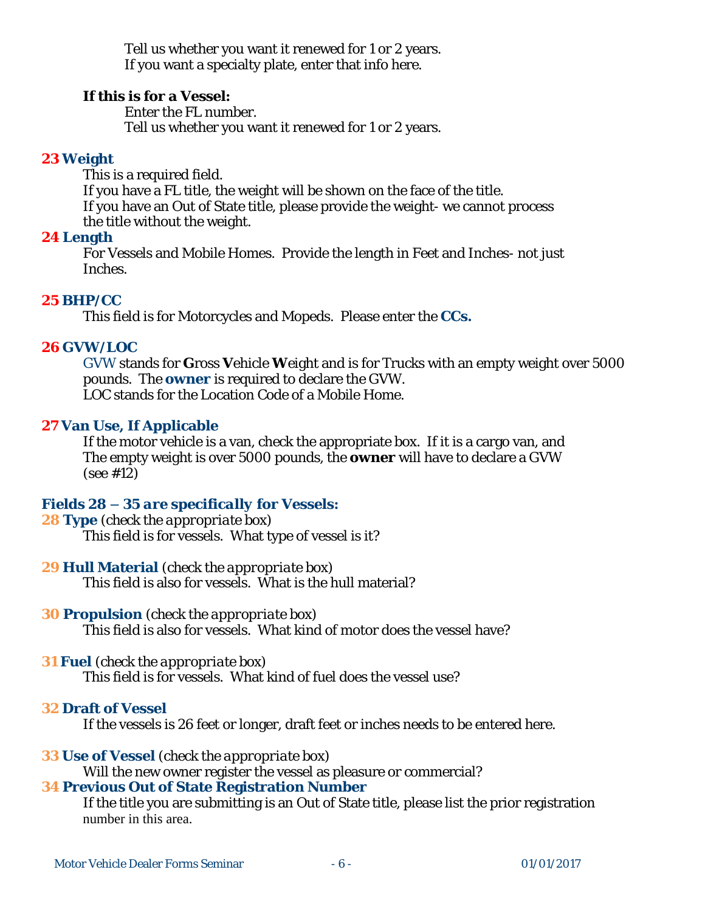Tell us whether you want it renewed for 1 or 2 years.
If you want a specialty plate, enter that info here.

**If this is for a Vessel:**

Enter the FL number.
Tell us whether you want it renewed for 1 or 2 years.

### 23 Weight

This is a required field.
If you have a FL title, the weight will be shown on the face of the title.
If you have an Out of State title, please provide the weight- we cannot process the title without the weight.

### 24 Length

For Vessels and Mobile Homes. Provide the length in Feet and Inches- not just Inches.

### 25 BHP/CC

This field is for Motorcycles and Mopeds. Please enter the **CCs.**

### 26 GVW/LOC

GVW stands for **G**ross **V**ehicle **W**eight and is for Trucks with an empty weight over 5000 pounds. The **owner** is required to declare the GVW.
LOC stands for the Location Code of a Mobile Home.

### 27 Van Use, If Applicable

If the motor vehicle is a van, check the appropriate box. If it is a cargo van, and The empty weight is over 5000 pounds, the **owner** will have to declare a GVW (see #12)

## *Fields 28 – 35 are specifically for Vessels:*

### 28 Type *(check the appropriate box)*

This field is for vessels. What type of vessel is it?

### 29 Hull Material *(check the appropriate box)*

This field is also for vessels. What is the hull material?

### 30 Propulsion *(check the appropriate box)*

This field is also for vessels. What kind of motor does the vessel have?

### 31 Fuel *(check the appropriate box)*

This field is for vessels. What kind of fuel does the vessel use?

### 32 Draft of Vessel

If the vessels is 26 feet or longer, draft feet or inches needs to be entered here.

### 33 Use of Vessel *(check the appropriate box)*

Will the new owner register the vessel as pleasure or commercial?

### 34 Previous Out of State Registration Number

If the title you are submitting is an Out of State title, please list the prior registration number in this area.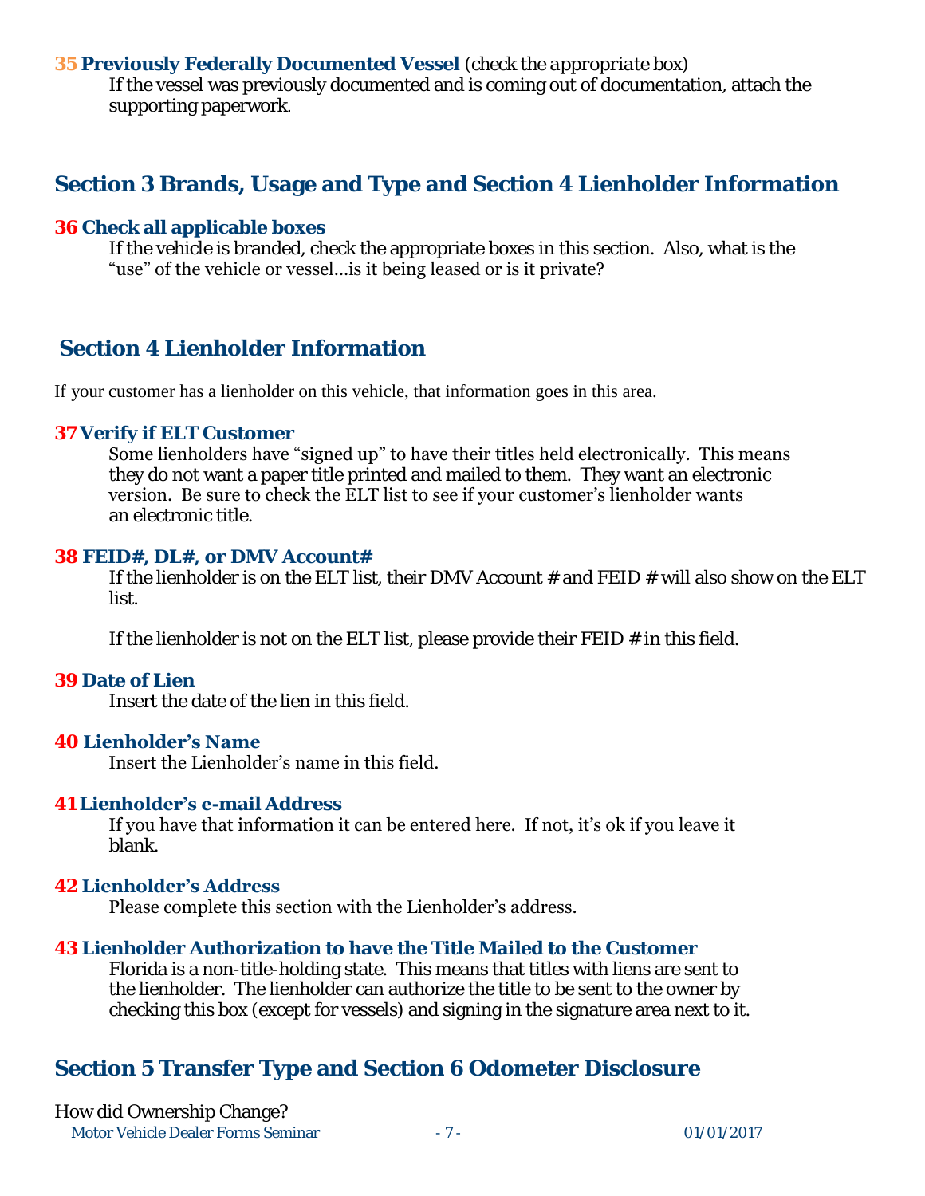**35 Previously Federally Documented Vessel** *(check the appropriate box)*

If the vessel was previously documented and is coming out of documentation, attach the supporting paperwork.

## Section 3 Brands, Usage and Type and Section 4 Lienholder Information

**36 Check all applicable boxes**

If the vehicle is branded, check the appropriate boxes in this section. Also, what is the "use" of the vehicle or vessel…is it being leased or is it private?

## Section 4 Lienholder Information

If your customer has a lienholder on this vehicle, that information goes in this area.

**37 Verify if ELT Customer**

Some lienholders have "signed up" to have their titles held electronically. This means they do not want a paper title printed and mailed to them. They want an electronic version. Be sure to check the ELT list to see if your customer's lienholder wants an electronic title.

**38 FEID#, DL#, or DMV Account#**

If the lienholder is on the ELT list, their DMV Account # and FEID # will also show on the ELT list.

If the lienholder is not on the ELT list, please provide their FEID # in this field.

**39 Date of Lien**

Insert the date of the lien in this field.

**40 Lienholder's Name**

Insert the Lienholder's name in this field.

**41 Lienholder's e-mail Address**

If you have that information it can be entered here. If not, it's ok if you leave it blank.

**42 Lienholder's Address**

Please complete this section with the Lienholder's address.

**43 Lienholder Authorization to have the Title Mailed to the Customer**

Florida is a non-title-holding state. This means that titles with liens are sent to the lienholder. The lienholder can authorize the title to be sent to the owner by checking this box (except for vessels) and signing in the signature area next to it.

## Section 5 Transfer Type and Section 6 Odometer Disclosure

How did Ownership Change?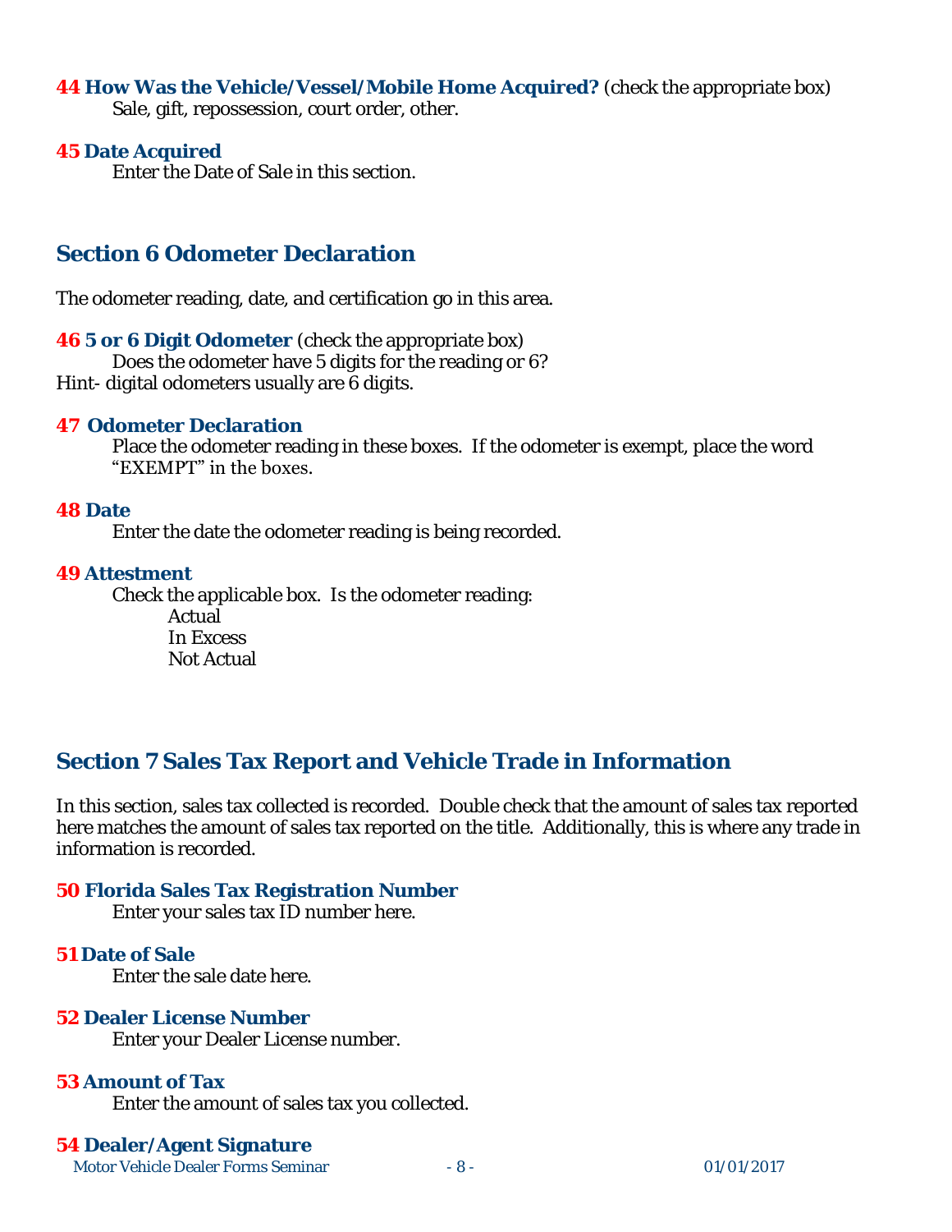**44 How Was the Vehicle/Vessel/Mobile Home Acquired?** (check the appropriate box)
Sale, gift, repossession, court order, other.

**45 Date Acquired**
Enter the Date of Sale in this section.

## Section 6 Odometer Declaration

The odometer reading, date, and certification go in this area.

**46 5 or 6 Digit Odometer** (check the appropriate box)
Does the odometer have 5 digits for the reading or 6?
Hint- digital odometers usually are 6 digits.

**47 Odometer Declaration**
Place the odometer reading in these boxes. If the odometer is exempt, place the word "EXEMPT" in the boxes.

**48 Date**
Enter the date the odometer reading is being recorded.

**49 Attestment**
Check the applicable box. Is the odometer reading:
- Actual
- In Excess
- Not Actual

## Section 7 Sales Tax Report and Vehicle Trade in Information

In this section, sales tax collected is recorded. Double check that the amount of sales tax reported here matches the amount of sales tax reported on the title. Additionally, this is where any trade in information is recorded.

**50 Florida Sales Tax Registration Number**
Enter your sales tax ID number here.

**51 Date of Sale**
Enter the sale date here.

**52 Dealer License Number**
Enter your Dealer License number.

**53 Amount of Tax**
Enter the amount of sales tax you collected.

**54 Dealer/Agent Signature**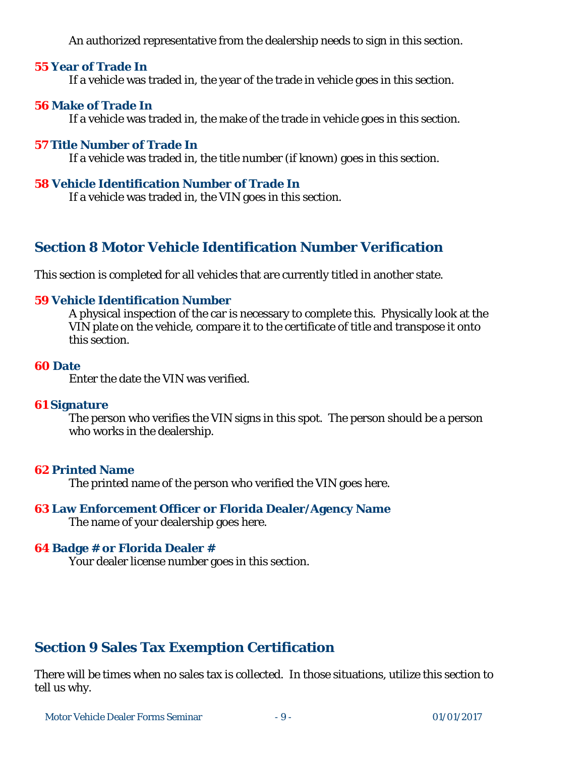An authorized representative from the dealership needs to sign in this section.

**55 Year of Trade In**

If a vehicle was traded in, the year of the trade in vehicle goes in this section.

**56 Make of Trade In**

If a vehicle was traded in, the make of the trade in vehicle goes in this section.

**57 Title Number of Trade In**

If a vehicle was traded in, the title number (if known) goes in this section.

**58 Vehicle Identification Number of Trade In**

If a vehicle was traded in, the VIN goes in this section.

## Section 8 Motor Vehicle Identification Number Verification

This section is completed for all vehicles that are currently titled in another state.

**59 Vehicle Identification Number**

A physical inspection of the car is necessary to complete this. Physically look at the VIN plate on the vehicle, compare it to the certificate of title and transpose it onto this section.

**60 Date**

Enter the date the VIN was verified.

**61 Signature**

The person who verifies the VIN signs in this spot. The person should be a person who works in the dealership.

**62 Printed Name**

The printed name of the person who verified the VIN goes here.

**63 Law Enforcement Officer or Florida Dealer/Agency Name**

The name of your dealership goes here.

**64 Badge # or Florida Dealer #**

Your dealer license number goes in this section.

## Section 9 Sales Tax Exemption Certification

There will be times when no sales tax is collected. In those situations, utilize this section to tell us why.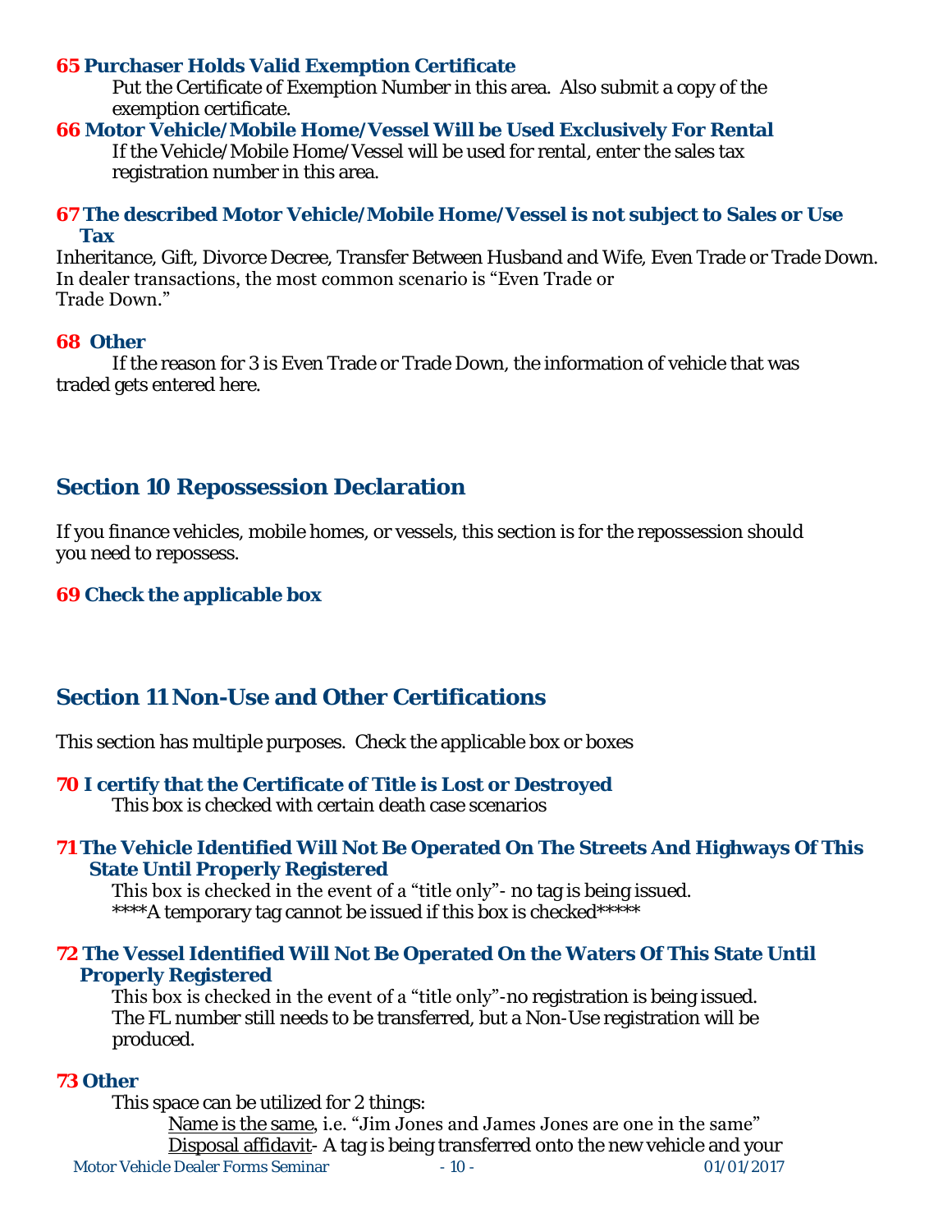**65 Purchaser Holds Valid Exemption Certificate**

Put the Certificate of Exemption Number in this area. Also submit a copy of the exemption certificate.

**66 Motor Vehicle/Mobile Home/Vessel Will be Used Exclusively For Rental**

If the Vehicle/Mobile Home/Vessel will be used for rental, enter the sales tax registration number in this area.

**67 The described Motor Vehicle/Mobile Home/Vessel is not subject to Sales or Use Tax**

Inheritance, Gift, Divorce Decree, Transfer Between Husband and Wife, Even Trade or Trade Down. In dealer transactions, the most common scenario is "Even Trade or Trade Down."

**68 Other**

If the reason for 3 is Even Trade or Trade Down, the information of vehicle that was traded gets entered here.

## Section 10 Repossession Declaration

If you finance vehicles, mobile homes, or vessels, this section is for the repossession should you need to repossess.

**69 Check the applicable box**

## Section 11 Non-Use and Other Certifications

This section has multiple purposes. Check the applicable box or boxes

**70 I certify that the Certificate of Title is Lost or Destroyed**

This box is checked with certain death case scenarios

**71 The Vehicle Identified Will Not Be Operated On The Streets And Highways Of This State Until Properly Registered**

This box is checked in the event of a "title only"- no tag is being issued.
****A temporary tag cannot be issued if this box is checked*****

**72 The Vessel Identified Will Not Be Operated On the Waters Of This State Until Properly Registered**

This box is checked in the event of a "title only"-no registration is being issued. The FL number still needs to be transferred, but a Non-Use registration will be produced.

**73 Other**

This space can be utilized for 2 things:

Name is the same, i.e. "Jim Jones and James Jones are one in the same"
Disposal affidavit- A tag is being transferred onto the new vehicle and your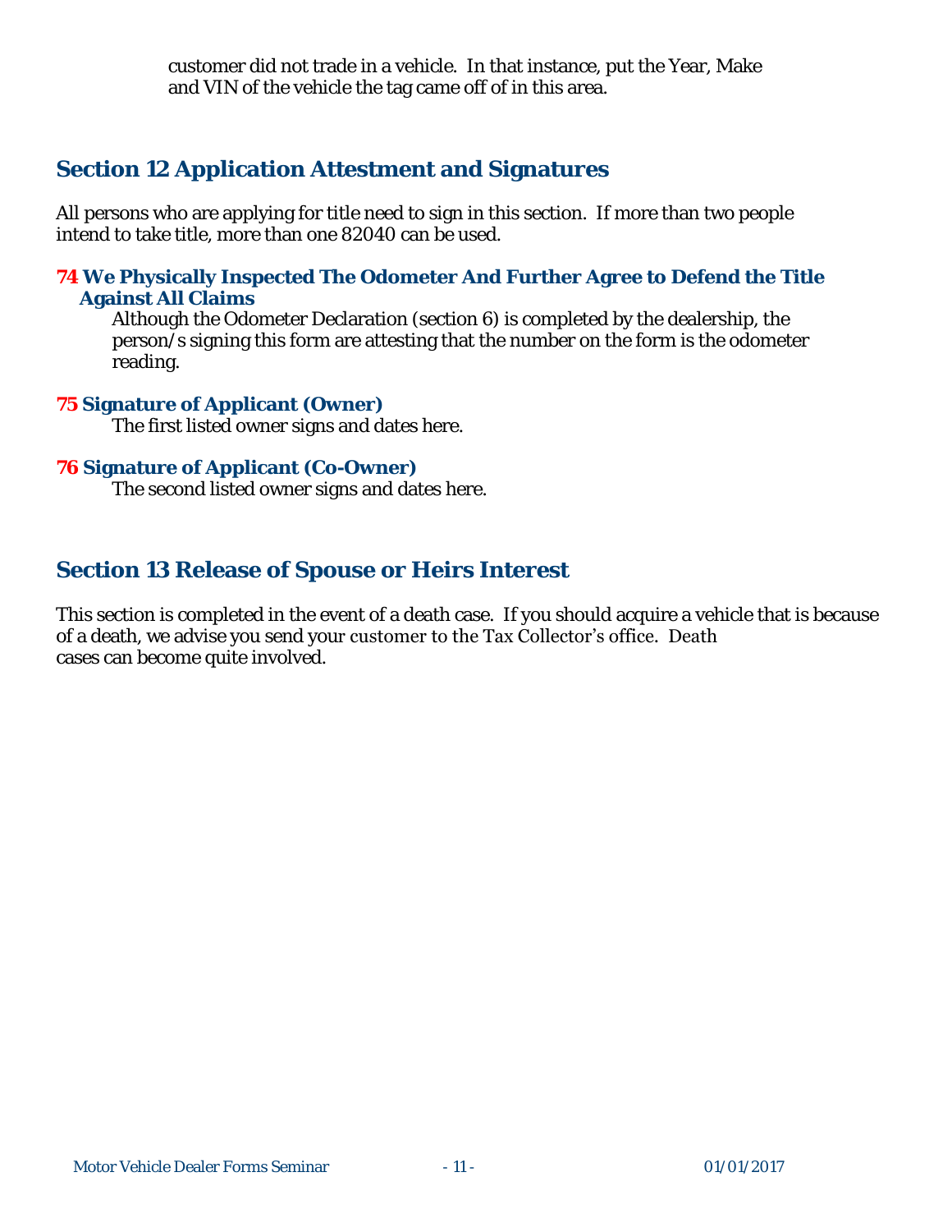customer did not trade in a vehicle. In that instance, put the Year, Make and VIN of the vehicle the tag came off of in this area.

## Section 12 Application Attestment and Signatures

All persons who are applying for title need to sign in this section. If more than two people intend to take title, more than one 82040 can be used.

### 74 We Physically Inspected The Odometer And Further Agree to Defend the Title Against All Claims

Although the Odometer Declaration (section 6) is completed by the dealership, the person/s signing this form are attesting that the number on the form is the odometer reading.

### 75 Signature of Applicant (Owner)

The first listed owner signs and dates here.

### 76 Signature of Applicant (Co-Owner)

The second listed owner signs and dates here.

## Section 13 Release of Spouse or Heirs Interest

This section is completed in the event of a death case. If you should acquire a vehicle that is because of a death, we advise you send your customer to the Tax Collector's office. Death cases can become quite involved.